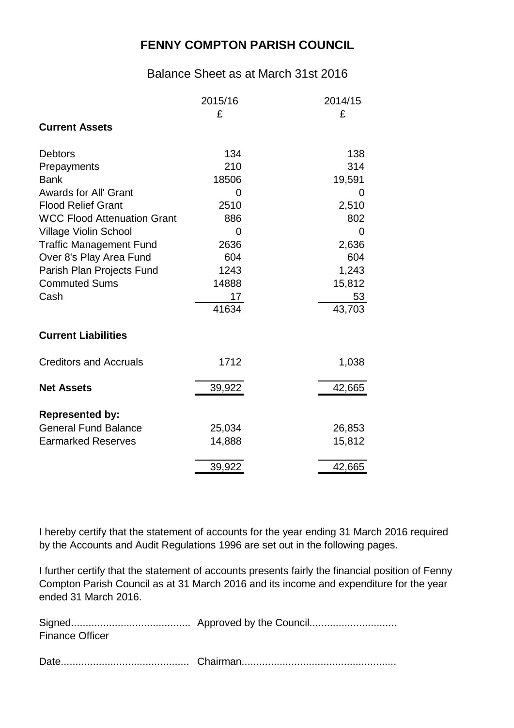# FENNY COMPTON PARISH COUNCIL

## Balance Sheet as at March 31st 2016

| | 2015/16 | 2014/15 |
|---|---|---|
| | £ | £ |
| **Current Assets** | | |
| Debtors | 134 | 138 |
| Prepayments | 210 | 314 |
| Bank | 18506 | 19,591 |
| Awards for All' Grant | 0 | 0 |
| Flood Relief Grant | 2510 | 2,510 |
| WCC Flood Attenuation Grant | 886 | 802 |
| Village Violin School | 0 | 0 |
| Traffic Management Fund | 2636 | 2,636 |
| Over 8's Play Area Fund | 604 | 604 |
| Parish Plan Projects Fund | 1243 | 1,243 |
| Commuted Sums | 14888 | 15,812 |
| Cash | 17 | 53 |
| | 41634 | 43,703 |
| **Current Liabilities** | | |
| Creditors and Accruals | 1712 | 1,038 |
| **Net Assets** | 39,922 | 42,665 |
| **Represented by:** | | |
| General Fund Balance | 25,034 | 26,853 |
| Earmarked Reserves | 14,888 | 15,812 |
| | 39,922 | 42,665 |

I hereby certify that the statement of accounts for the year ending 31 March 2016 required by the Accounts and Audit Regulations 1996 are set out in the following pages.

I further certify that the statement of accounts presents fairly the financial position of Fenny Compton Parish Council as at 31 March 2016 and its income and expenditure for the year ended 31 March 2016.

Signed......................................... Approved by the Council.............................
Finance Officer

Date........................................... Chairman....................................................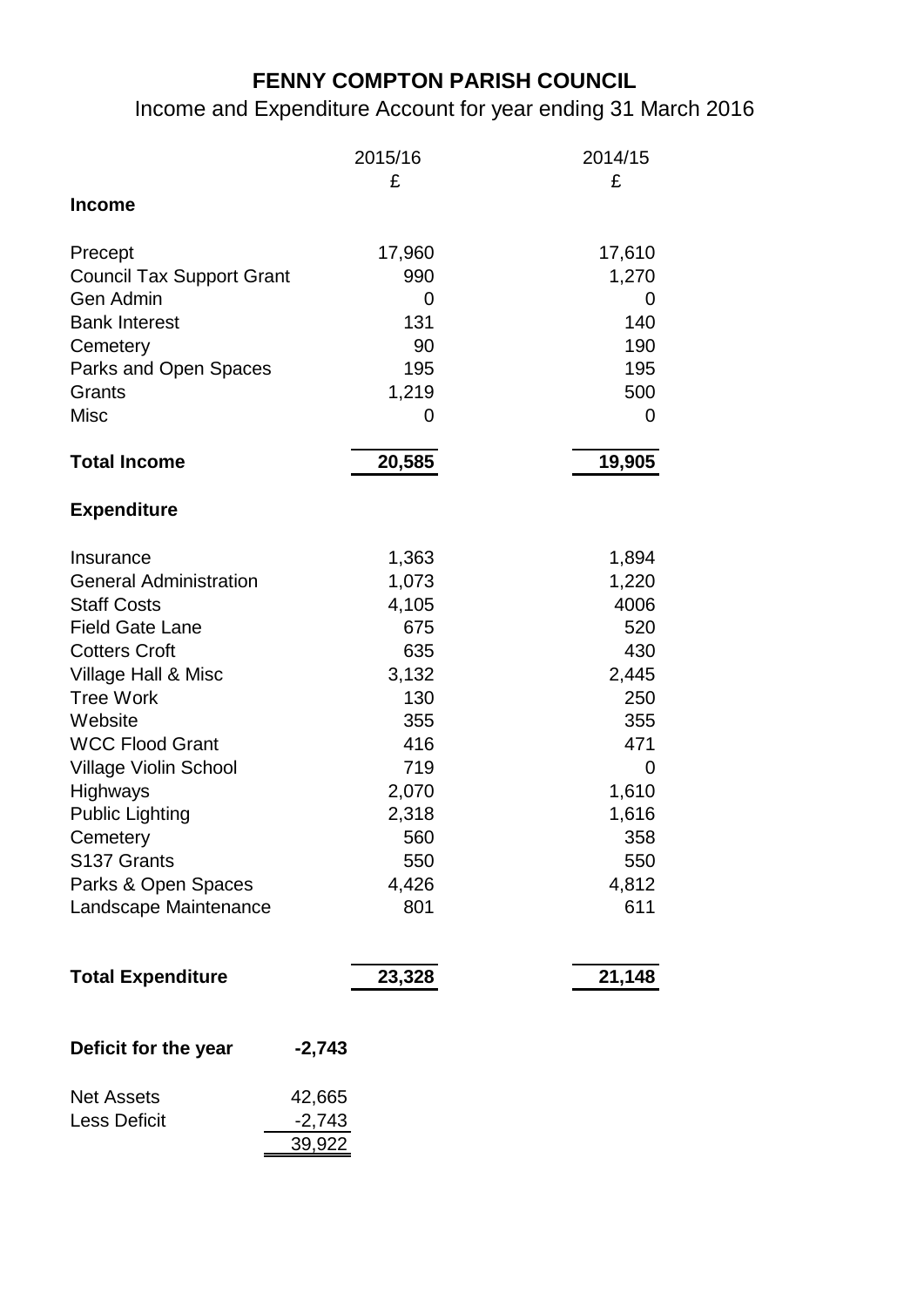# FENNY COMPTON PARISH COUNCIL

## Income and Expenditure Account for year ending 31 March 2016

| | | 2015/16 | 2014/15 |
|---|---|---|---|
| | | £ | £ |
| **Income** | | | |
| Precept | | 17,960 | 17,610 |
| Council Tax Support Grant | | 990 | 1,270 |
| Gen Admin | | 0 | 0 |
| Bank Interest | | 131 | 140 |
| Cemetery | | 90 | 190 |
| Parks and Open Spaces | | 195 | 195 |
| Grants | | 1,219 | 500 |
| Misc | | 0 | 0 |
| **Total Income** | | **20,585** | **19,905** |
| **Expenditure** | | | |
| Insurance | | 1,363 | 1,894 |
| General Administration | | 1,073 | 1,220 |
| Staff Costs | | 4,105 | 4006 |
| Field Gate Lane | | 675 | 520 |
| Cotters Croft | | 635 | 430 |
| Village Hall & Misc | | 3,132 | 2,445 |
| Tree Work | | 130 | 250 |
| Website | | 355 | 355 |
| WCC Flood Grant | | 416 | 471 |
| Village Violin School | | 719 | 0 |
| Highways | | 2,070 | 1,610 |
| Public Lighting | | 2,318 | 1,616 |
| Cemetery | | 560 | 358 |
| S137 Grants | | 550 | 550 |
| Parks & Open Spaces | | 4,426 | 4,812 |
| Landscape Maintenance | | 801 | 611 |
| **Total Expenditure** | | **23,328** | **21,148** |
| **Deficit for the year** | **-2,743** | | |
| Net Assets | 42,665 | | |
| Less Deficit | -2,743 | | |
| | 39,922 | | |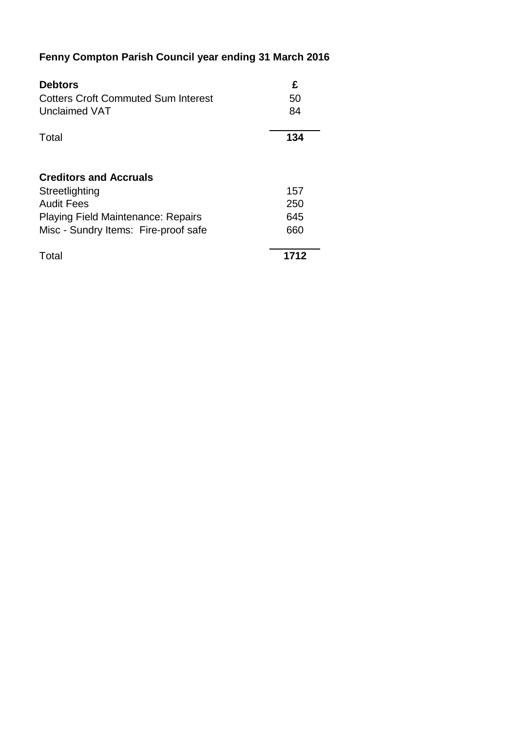**Fenny Compton Parish Council year ending 31 March 2016**

| **Debtors** | **£** |
|---|---|
| Cotters Croft Commuted Sum Interest | 50 |
| Unclaimed VAT | 84 |
| Total | **134** |

| **Creditors and Accruals** | |
|---|---|
| Streetlighting | 157 |
| Audit Fees | 250 |
| Playing Field Maintenance: Repairs | 645 |
| Misc - Sundry Items: Fire-proof safe | 660 |
| Total | **1712** |